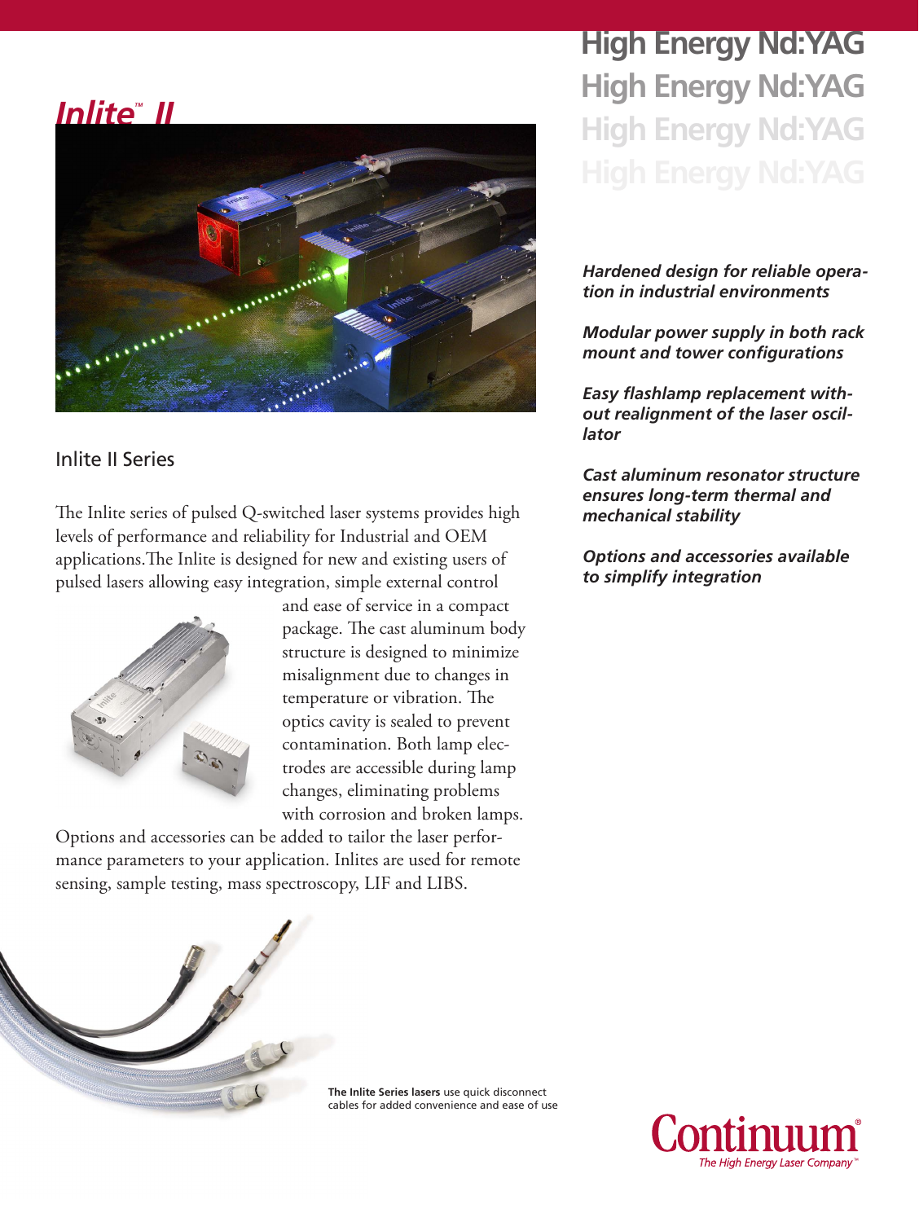# Inlite™ II

# High Energy Nd:YAG

## Inlite II Series

The Inlite series of pulsed Q-switched laser systems provides high levels of performance and reliability for Industrial and OEM applications. The Inlite is designed for new and existing users of pulsed lasers allowing easy integration, simple external control and ease of service in a compact package. The cast aluminum body structure is designed to minimize misalignment due to changes in temperature or vibration. The optics cavity is sealed to prevent contamination. Both lamp electrodes are accessible during lamp changes, eliminating problems with corrosion and broken lamps.

Options and accessories can be added to tailor the laser performance parameters to your application. Inlites are used for remote sensing, sample testing, mass spectroscopy, LIF and LIBS.

***Hardened design for reliable operation in industrial environments***

***Modular power supply in both rack mount and tower configurations***

***Easy flashlamp replacement without realignment of the laser oscillator***

***Cast aluminum resonator structure ensures long-term thermal and mechanical stability***

***Options and accessories available to simplify integration***

**The Inlite Series lasers** use quick disconnect cables for added convenience and ease of use

Continuum®
*The High Energy Laser Company™*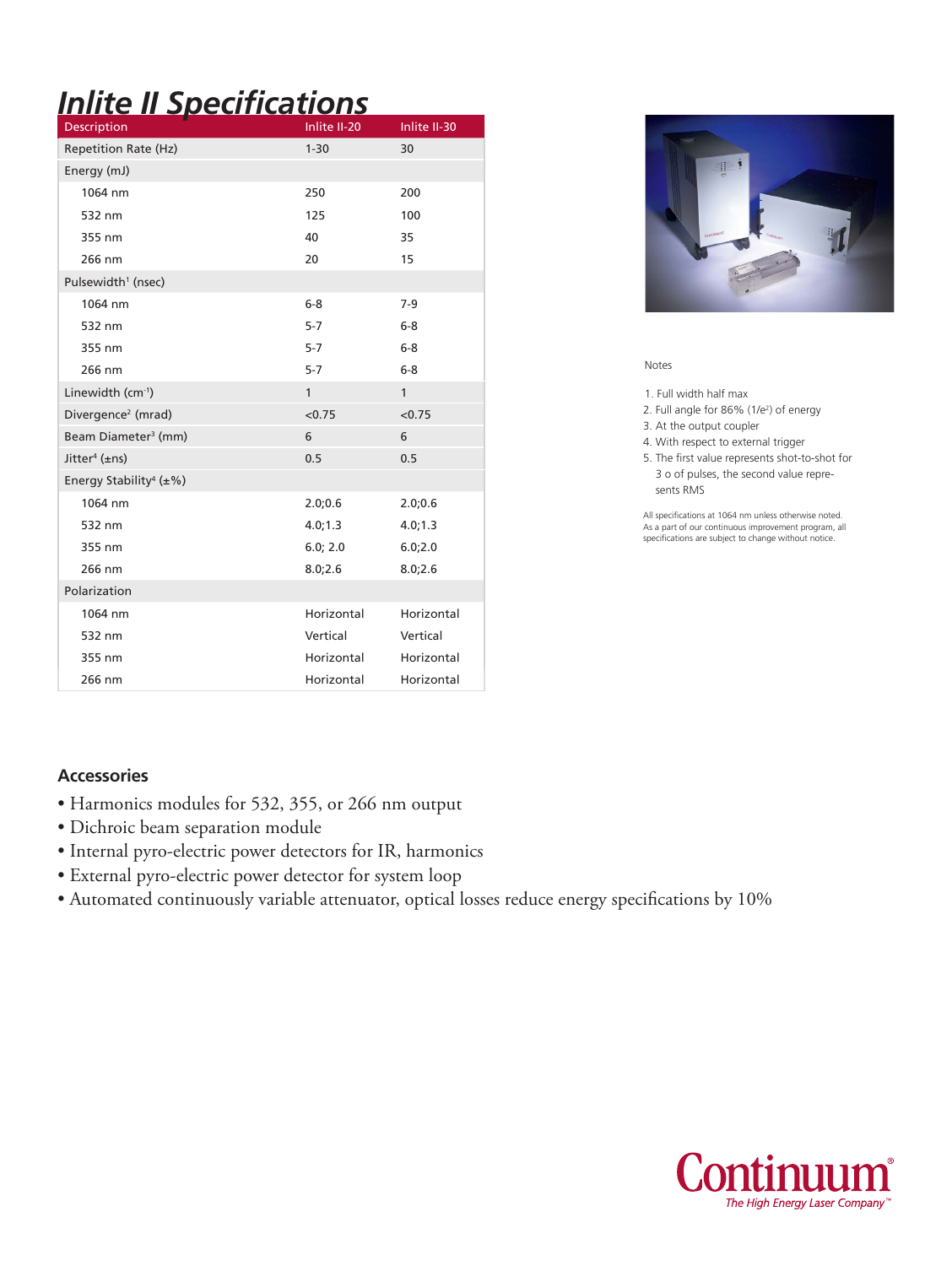# Inlite II Specifications

| Description | Inlite II-20 | Inlite II-30 |
|---|---|---|
| Repetition Rate (Hz) | 1-30 | 30 |
| Energy (mJ) | | |
| 1064 nm | 250 | 200 |
| 532 nm | 125 | 100 |
| 355 nm | 40 | 35 |
| 266 nm | 20 | 15 |
| Pulsewidth[1] (nsec) | | |
| 1064 nm | 6-8 | 7-9 |
| 532 nm | 5-7 | 6-8 |
| 355 nm | 5-7 | 6-8 |
| 266 nm | 5-7 | 6-8 |
| Linewidth ($cm^{-1}$) | 1 | 1 |
| Divergence[2] (mrad) | <0.75 | <0.75 |
| Beam Diameter[3] (mm) | 6 | 6 |
| Jitter[4] (±ns) | 0.5 | 0.5 |
| Energy Stability[4] (±%) | | |
| 1064 nm | 2.0;0.6 | 2.0;0.6 |
| 532 nm | 4.0;1.3 | 4.0;1.3 |
| 355 nm | 6.0; 2.0 | 6.0;2.0 |
| 266 nm | 8.0;2.6 | 8.0;2.6 |
| Polarization | | |
| 1064 nm | Horizontal | Horizontal |
| 532 nm | Vertical | Vertical |
| 355 nm | Horizontal | Horizontal |
| 266 nm | Horizontal | Horizontal |

Notes

1. Full width half max
2. Full angle for 86% ($1/e^2$) of energy
3. At the output coupler
4. With respect to external trigger
5. The first value represents shot-to-shot for 3 σ of pulses, the second value represents RMS

All specifications at 1064 nm unless otherwise noted. As a part of our continuous improvement program, all specifications are subject to change without notice.

## Accessories

- Harmonics modules for 532, 355, or 266 nm output
- Dichroic beam separation module
- Internal pyro-electric power detectors for IR, harmonics
- External pyro-electric power detector for system loop
- Automated continuously variable attenuator, optical losses reduce energy specifications by 10%

Continuum®
*The High Energy Laser Company™*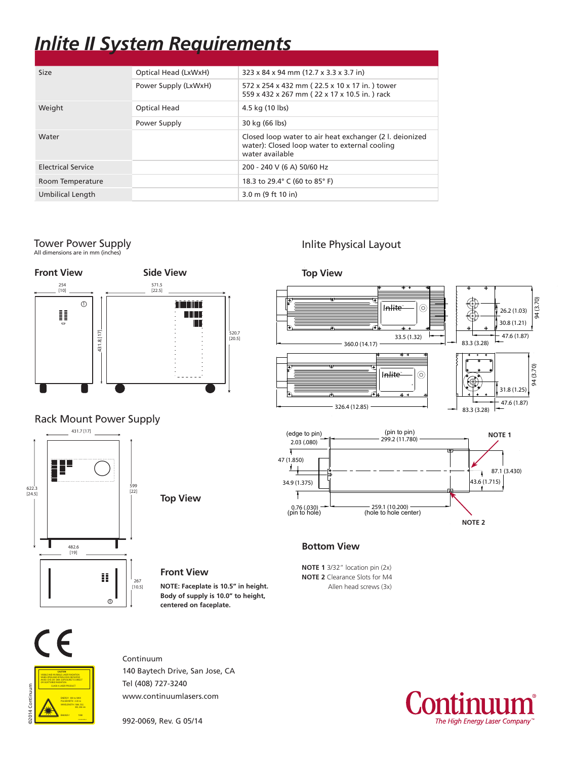# Inlite II System Requirements

| | | |
|---|---|---|
| Size | Optical Head (LxWxH) | 323 x 84 x 94 mm (12.7 x 3.3 x 3.7 in) |
| | Power Supply (LxWxH) | 572 x 254 x 432 mm ( 22.5 x 10 x 17 in. ) tower<br>559 x 432 x 267 mm ( 22 x 17 x 10.5 in. ) rack |
| Weight | Optical Head | 4.5 kg (10 lbs) |
| | Power Supply | 30 kg (66 lbs) |
| Water | | Closed loop water to air heat exchanger (2 l. deionized water): Closed loop water to external cooling water available |
| Electrical Service | | 200 - 240 V (6 A) 50/60 Hz |
| Room Temperature | | 18.3 to 29.4° C (60 to 85° F) |
| Umbilical Length | | 3.0 m (9 ft 10 in) |

## Tower Power Supply

All dimensions are in mm (inches)

**Front View**

254
[10]

431.8 [17]

**Side View**

571.5
[22.5]

520.7
[20.5]

## Rack Mount Power Supply

431.7 [17]

622.3
[24.5]

599
[22]

482.6
[19]

**Top View**

267
[10.5]

**Front View**

**NOTE: Faceplate is 10.5" in height. Body of supply is 10.0" to height, centered on faceplate.**

## Inlite Physical Layout

**Top View**

Inlite

360.0 (14.17)

33.5 (1.32)

83.3 (3.28)

26.2 (1.03)

30.8 (1.21)

94 (3.70)

47.6 (1.87)

326.4 (12.85)

31.8 (1.25)

47.6 (1.87)

83.3 (3.28)

(edge to pin)
2.03 (.080)

(pin to pin)
299.2 (11.780)

47 (1.850)

34.9 (1.375)

0.76 (.030)
(pin to hole)

259.1 (10.200)
(hole to hole center)

87.1 (3.430)

43.6 (1.715)

NOTE 1

NOTE 2

**Bottom View**

**NOTE 1** 3/32" location pin (2x)
**NOTE 2** Clearance Slots for M4 Allen head screws (3x)

Continuum
140 Baytech Drive, San Jose, CA
Tel (408) 727-3240
www.continuumlasers.com

992-0069, Rev. G 05/14

©2014 Continuum

Continuum®
The High Energy Laser Company™